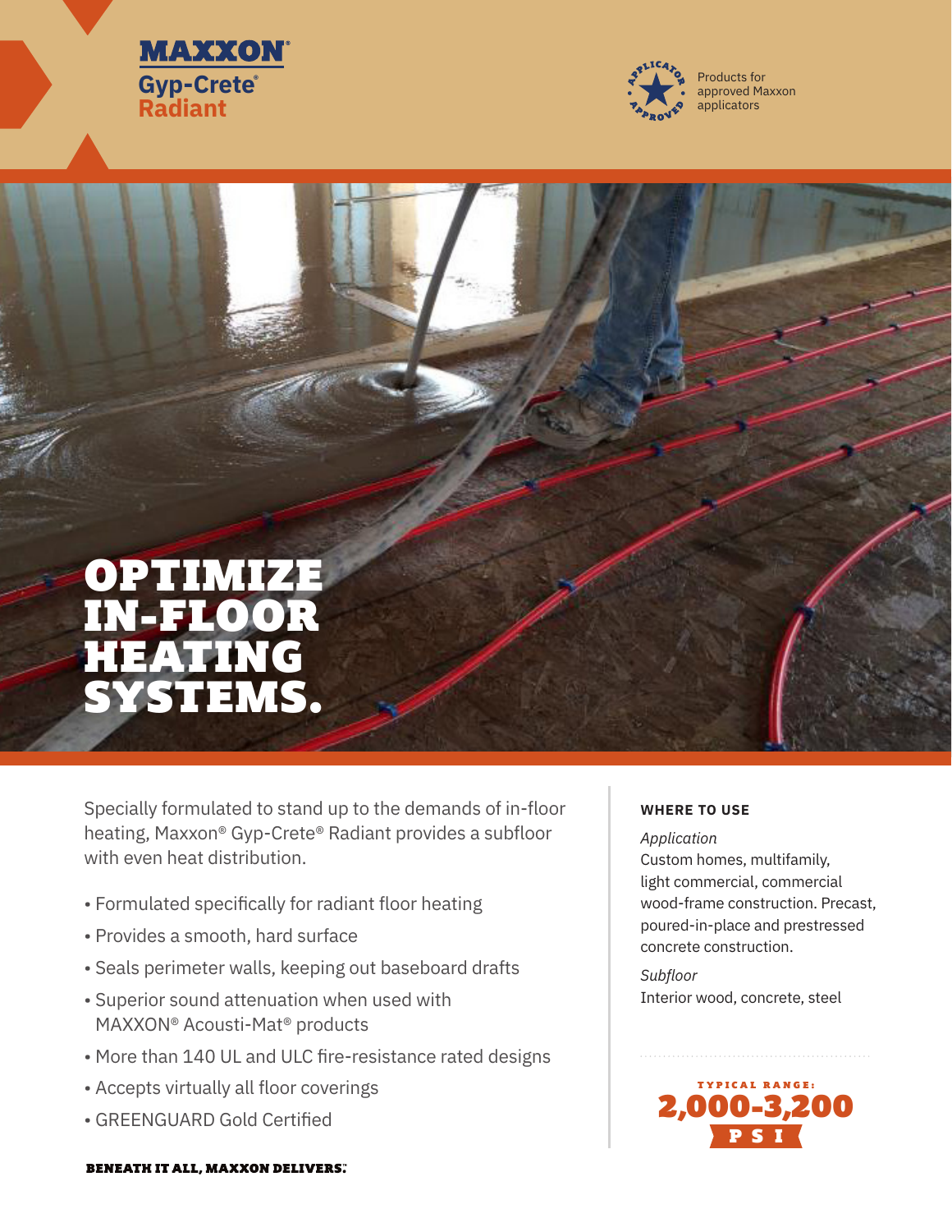MAXXON®
Gyp-Crete®
Radiant

Products for approved Maxxon applicators

# OPTIMIZE IN-FLOOR HEATING SYSTEMS.

Specially formulated to stand up to the demands of in-floor heating, Maxxon® Gyp-Crete® Radiant provides a subfloor with even heat distribution.

- Formulated specifically for radiant floor heating
- Provides a smooth, hard surface
- Seals perimeter walls, keeping out baseboard drafts
- Superior sound attenuation when used with MAXXON® Acousti-Mat® products
- More than 140 UL and ULC fire-resistance rated designs
- Accepts virtually all floor coverings
- GREENGUARD Gold Certified

## WHERE TO USE

*Application*
Custom homes, multifamily, light commercial, commercial wood-frame construction. Precast, poured-in-place and prestressed concrete construction.

*Subfloor*
Interior wood, concrete, steel

TYPICAL RANGE:
**2,000-3,200**
**PSI**

**BENEATH IT ALL, MAXXON DELIVERS.**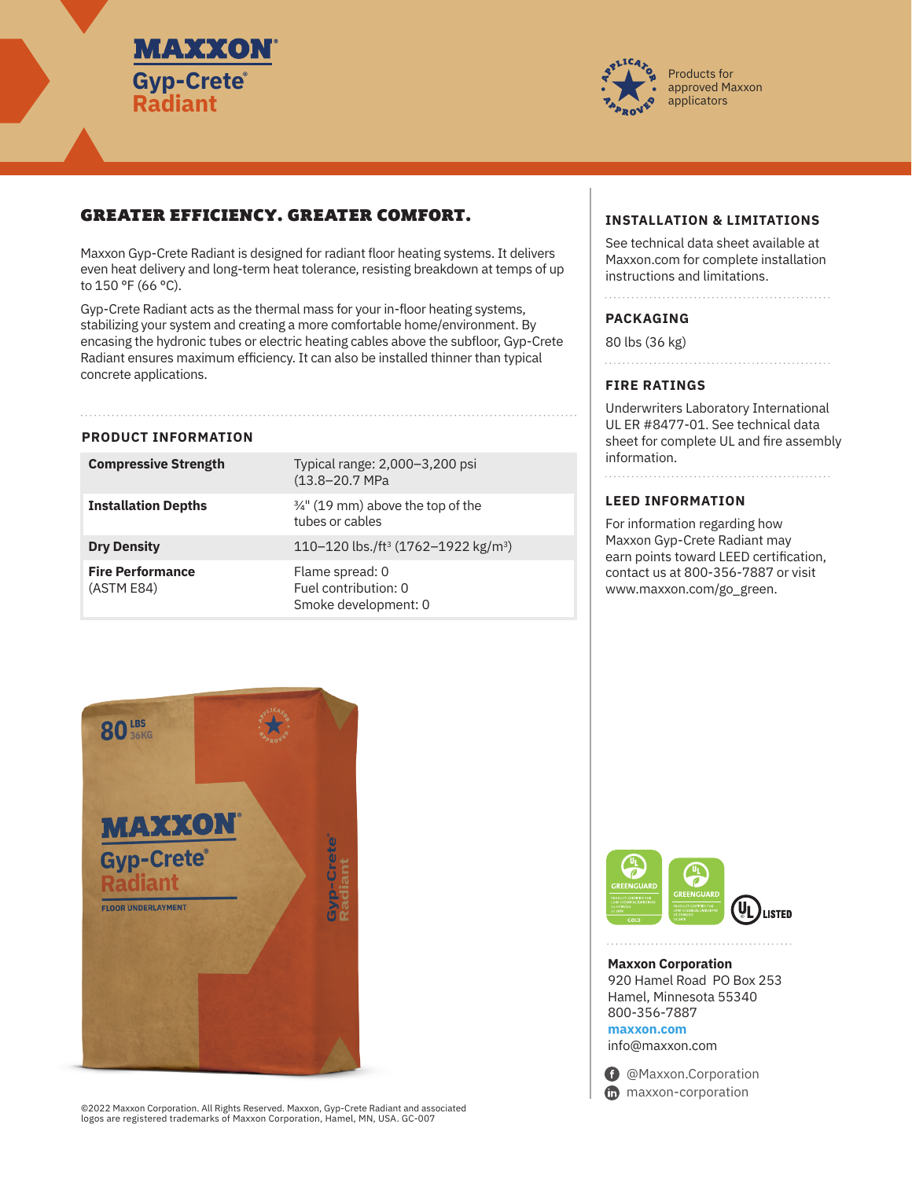# MAXXON® Gyp-Crete® Radiant

Products for approved Maxxon applicators

## GREATER EFFICIENCY. GREATER COMFORT.

Maxxon Gyp-Crete Radiant is designed for radiant floor heating systems. It delivers even heat delivery and long-term heat tolerance, resisting breakdown at temps of up to 150 °F (66 °C).

Gyp-Crete Radiant acts as the thermal mass for your in-floor heating systems, stabilizing your system and creating a more comfortable home/environment. By encasing the hydronic tubes or electric heating cables above the subfloor, Gyp-Crete Radiant ensures maximum efficiency. It can also be installed thinner than typical concrete applications.

### PRODUCT INFORMATION

| | |
|---|---|
| **Compressive Strength** | Typical range: 2,000–3,200 psi (13.8–20.7 MPa |
| **Installation Depths** | ¾" (19 mm) above the top of the tubes or cables |
| **Dry Density** | 110–120 lbs./ft³ (1762–1922 kg/m³) |
| **Fire Performance** (ASTM E84) | Flame spread: 0<br>Fuel contribution: 0<br>Smoke development: 0 |

### INSTALLATION & LIMITATIONS

See technical data sheet available at Maxxon.com for complete installation instructions and limitations.

### PACKAGING

80 lbs (36 kg)

### FIRE RATINGS

Underwriters Laboratory International UL ER #8477-01. See technical data sheet for complete UL and fire assembly information.

### LEED INFORMATION

For information regarding how Maxxon Gyp-Crete Radiant may earn points toward LEED certification, contact us at 800-356-7887 or visit www.maxxon.com/go_green.

**Maxxon Corporation**
920 Hamel Road PO Box 253
Hamel, Minnesota 55340
800-356-7887
maxxon.com
info@maxxon.com

@Maxxon.Corporation
maxxon-corporation

©2022 Maxxon Corporation. All Rights Reserved. Maxxon, Gyp-Crete Radiant and associated logos are registered trademarks of Maxxon Corporation, Hamel, MN, USA. GC-007